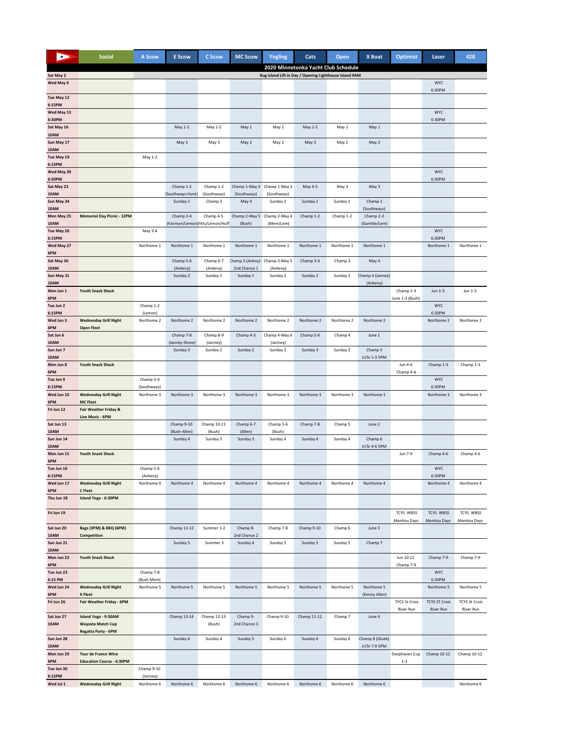## 2020 Minnetonka Yacht Club Schedule

| | Social | A Scow | E Scow | C Scow | MC Scow | Yngling | Cats | Open | X Boat | Optimist | Laser | 420 |
|---|---|---|---|---|---|---|---|---|---|---|---|---|
| Sat May 2 | Bug Island Lift in Day / Opening Lighthouse Island 9AM | | | | | | | | | | | |
| Wed May 6 | | | | | | | | | | | WYC 6:30PM | |
| Tue May 12 6:15PM | | | | | | | | | | | | |
| Wed May 13 6:30PM | | | | | | | | | | | WYC 6:30PM | |
| Sat May 16 10AM | | | May 1-2 | May 1-2 | May 1 | May 1 | May 1-2 | May 1 | May 1 | | | |
| Sun May 17 10AM | | | May 3 | May 3 | May 2 | May 2 | May 3 | May 2 | May 2 | | | |
| Tue May 19 6:15PM | | May 1-2 | | | | | | | | | | |
| Wed May 20 6:30PM | | | | | | | | | | | WYC 6:30PM | |
| Sat May 23 10AM | | | Champ 1-2 (Southways-Hunt) | Champ 1-2 (Southways) | Champ 1-May 3 (Southways) | Champ 1-May 3 (Southways) | May 4-5 | May 3 | May 3 | | | |
| Sun May 24 10AM | | | Sunday 1 | Champ 3 | May 4 | Sunday 1 | Sunday 1 | Sunday 1 | Champ 1 (Southways) | | | |
| Mon May 25 10AM | Memorial Day Picnic - 12PM | | Champ 3-4 (Fairman/Lemon) | Champ 4-5 Fitts/Lemon/Huff | Champ 2-May 5 (Bush) | Champ 2-May 4 (Mem/Lem) | Champ 1-2 | Champ 1-2 | Champ 2-3 (Gamble/Lem) | | | |
| Tue May 26 6:15PM | | May 3-4 | | | | | | | | | WYC 6:30PM | |
| Wed May 27 6PM | | Northome 1 | Northome 1 | Northome 1 | Northome 1 | Northome 1 | Northome 1 | Northome 1 | Northome 1 | | Northome 1 | Northome 1 |
| Sat May 30 10AM | | | Champ 5-6 (Ankeny) | Champ 6-7 (Ankeny) | Champ 3 (Ankny)- 2nd Chance 1 | Champ 3-May 5 (Ankeny) | Champ 3-4 | Champ 3 | May 4 | | | |
| Sun May 31 10AM | | | Sunday 2 | Sunday 1 | Sunday 1 | Sunday 2 | Sunday 2 | Sunday 2 | Champ 4 (Janney) (Ankeny) | | | |
| Mon Jun 1 6PM | Youth Snack Shack | | | | | | | | | Champ 1-3 June 1-3 (Bush) | Jun 1-3 | Jun 1-3 |
| Tue Jun 2 6:15PM | | Champ 1-2 (Lemon) | | | | | | | | | WYC 6:30PM | |
| Wed Jun 3 6PM | Wednesday Grill Night Open Fleet | Northome 2 | Northome 2 | Northome 2 | Northome 2 | Northome 2 | Northome 2 | Northome 2 | Northome 2 | | Northome 2 | Northome 2 |
| Sat Jun 6 10AM | | | Champ 7-8 (Janney-Stone) | Champ 8-9 (Janney) | Champ 4-5 | Champ 4-May 6 (Janney) | Champ 5-6 | Champ 4 | June 1 | | | |
| Sun Jun 7 10AM | | | Sunday 3 | Sunday 2 | Sunday 2 | Sunday 3 | Sunday 3 | Sunday 3 | Champ 5 Jr/Sr 1-3 5PM | | | |
| Mon Jun 8 6PM | Youth Snack Shack | | | | | | | | | Jun 4-6 Champ 4-6 | Champ 1-3 | Champ 1-3 |
| Tue Jun 9 6:15PM | | Champ 3-4 (Southways) | | | | | | | | | WYC 6:30PM | |
| Wed Jun 10 6PM | Wednesday Grill Night MC Fleet | Northome 3 | Northome 3 | Northome 3 | Northome 3 | Northome 3 | Northome 3 | Northome 3 | Northome 3 | | Northome 3 | Northome 3 |
| Fri Jun 12 | Fair Weather Friday & Live Music - 6PM | | | | | | | | | | | |
| Sat Jun 13 10AM | | | Champ 9-10 (Bush-Allen) | Champ 10-11 (Bush) | Champ 6-7 (Allen) | Champ 5-6 (Bush) | Champ 7-8 | Champ 5 | June 2 | | | |
| Sun Jun 14 10AM | | | Sunday 4 | Sunday 3 | Sunday 3 | Sunday 4 | Sunday 4 | Sunday 4 | Champ 6 Jr/Sr 4-6 5PM | | | |
| Mon Jun 15 6PM | Youth Snack Shack | | | | | | | | | Jun 7-9 | Champ 4-6 | Champ 4-6 |
| Tue Jun 16 6:15PM | | Champ 5-6 (Ankeny) | | | | | | | | | WYC 6:30PM | |
| Wed Jun 17 6PM | Wednesday Grill Night C Fleet | Northome 4 | Northome 4 | Northome 4 | Northome 4 | Northome 4 | Northome 4 | Northome 4 | Northome 4 | | Northome 4 | Northome 4 |
| Thu Jun 18 | Island Yoga - 6:30PM | | | | | | | | | | | |
| Fri Jun 19 | | | | | | | | | | TCYS WBSS Manitou Days | TCYS WBSS Manitou Days | TCYS WBSS Manitou Days |
| Sat Jun 20 10AM | Bags (3PM) & BBQ (6PM) Competition | | Champ 11-12 | Summer 1-2 | Champ 8- 2nd Chance 2 | Champ 7-8 | Champ 9-10 | Champ 6 | June 3 | | | |
| Sun Jun 21 10AM | | | Sunday 5 | Summer 3 | Sunday 4 | Sunday 5 | Sunday 5 | Sunday 5 | Champ 7 | | | |
| Mon Jun 22 6PM | Youth Snack Shack | | | | | | | | | Jun 10-12 Champ 7-9 | Champ 7-9 | Champ 7-9 |
| Tue Jun 23 6:15 PM | | Champ 7-8 (Bush Mem) | | | | | | | | | WYC 6:30PM | |
| Wed Jun 24 6PM | Wednesday Grill Night X Fleet | Northome 5 | Northome 5 | Northome 5 | Northome 5 | Northome 5 | Northome 5 | Northome 5 | Northome 5 (Kenny Allen) | | Northome 5 | Northome 5 |
| Fri Jun 26 | Fair Weather Friday - 6PM | | | | | | | | | TYCS St Croix River Run | TCYS ST Croix River Run | TCYS St Croix River Run |
| Sat Jun 27 10AM | Island Yoga - 9:30AM Wayzata Match Cup Regatta Party - 6PM | | Champ 13-14 | Champ 12-13 (Bush) | Champ 9- 2nd Chance 3 | Champ 9-10 | Champ 11-12 | Champ 7 | June 4 | | | |
| Sun Jun 28 10AM | | | Sunday 6 | Sunday 4 | Sunday 5 | Sunday 6 | Sunday 6 | Sunday 6 | Champ 8 (Gluek) Jr/Sr 7-9 5PM | | | |
| Mon Jun 29 6PM | Tour de France Wine Education Course - 6:30PM | | | | | | | | | Deephaven Cup 1-3 | Champ 10-12 | Champ 10-12 |
| Tue Jun 30 6:15PM | | Champ 9-10 (Janney) | | | | | | | | | | |
| Wed Jul 1 | Wednesday Grill Night | Northome 6 | Northome 6 | Northome 6 | Northome 6 | Northome 6 | Northome 6 | Northome 6 | Northome 6 | | | Northome 6 |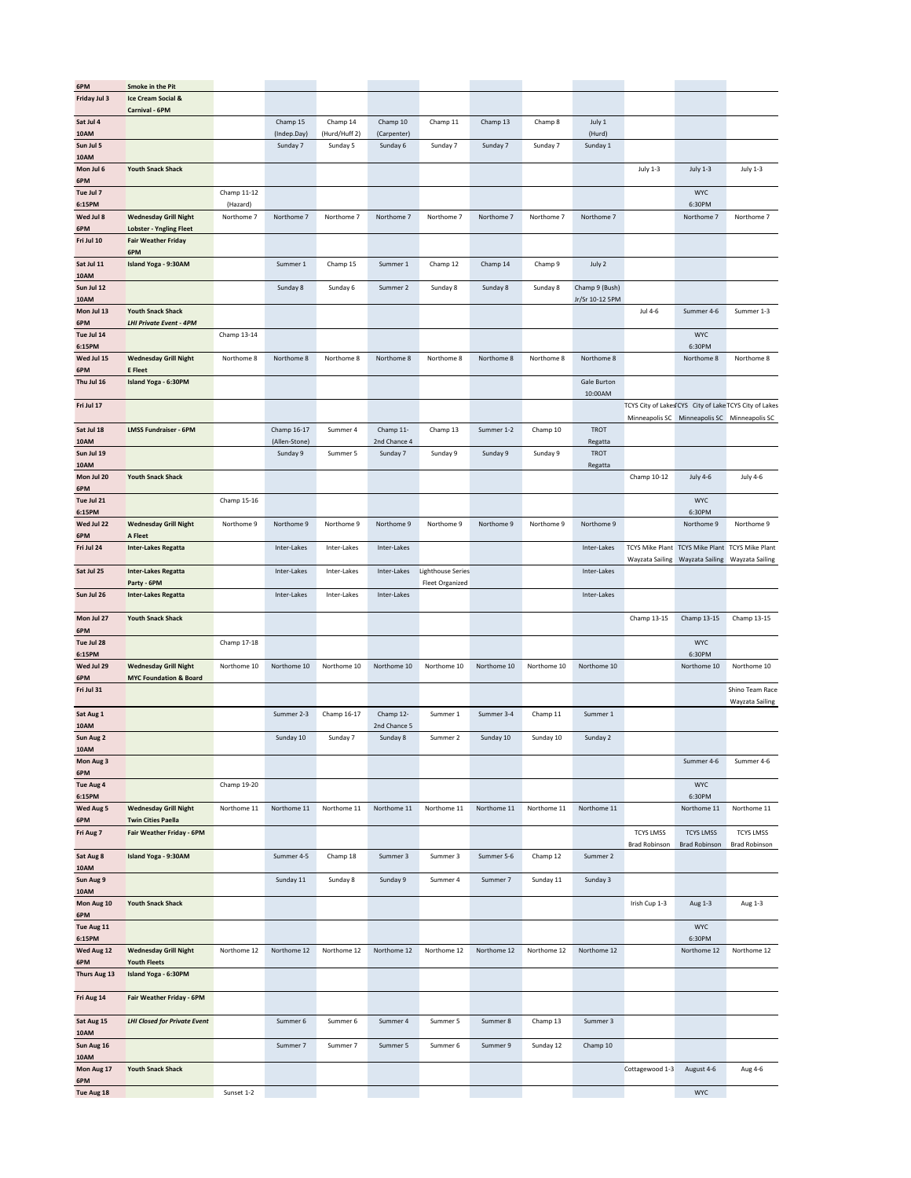| | | | | | | | | | | | | |
|---|---|---|---|---|---|---|---|---|---|---|---|---|
| 6PM | **Smoke in the Pit** | | | | | | | | | | | |
| Friday Jul 3 | **Ice Cream Social & Carnival - 6PM** | | | | | | | | | | | |
| Sat Jul 4 10AM | | | Champ 15 (Indep.Day) | Champ 14 (Hurd/Huff 2) | Champ 10 (Carpenter) | Champ 11 | Champ 13 | Champ 8 | July 1 (Hurd) | | | |
| Sun Jul 5 10AM | | | Sunday 7 | Sunday 5 | Sunday 6 | Sunday 7 | Sunday 7 | Sunday 7 | Sunday 1 | | | |
| Mon Jul 6 6PM | **Youth Snack Shack** | | | | | | | | | July 1-3 | July 1-3 | July 1-3 |
| Tue Jul 7 6:15PM | | Champ 11-12 (Hazard) | | | | | | | | | WYC 6:30PM | |
| Wed Jul 8 6PM | **Wednesday Grill Night Lobster - Yngling Fleet** | Northome 7 | Northome 7 | Northome 7 | Northome 7 | Northome 7 | Northome 7 | Northome 7 | Northome 7 | | Northome 7 | Northome 7 |
| Fri Jul 10 | **Fair Weather Friday 6PM** | | | | | | | | | | | |
| Sat Jul 11 10AM | **Island Yoga - 9:30AM** | | Summer 1 | Champ 15 | Summer 1 | Champ 12 | Champ 14 | Champ 9 | July 2 | | | |
| Sun Jul 12 10AM | | | Sunday 8 | Sunday 6 | Summer 2 | Sunday 8 | Sunday 8 | Sunday 8 | Champ 9 (Bush) Jr/Sr 10-12 5PM | | | |
| Mon Jul 13 6PM | **Youth Snack Shack** ***LHI Private Event - 4PM*** | | | | | | | | | Jul 4-6 | Summer 4-6 | Summer 1-3 |
| Tue Jul 14 6:15PM | | Champ 13-14 | | | | | | | | | WYC 6:30PM | |
| Wed Jul 15 6PM | **Wednesday Grill Night E Fleet** | Northome 8 | Northome 8 | Northome 8 | Northome 8 | Northome 8 | Northome 8 | Northome 8 | Northome 8 | | Northome 8 | Northome 8 |
| Thu Jul 16 | **Island Yoga - 6:30PM** | | | | | | | | Gale Burton 10:00AM | | | |
| Fri Jul 17 | | | | | | | | | | TCYS City of Lakes Minneapolis SC | TCYS City of Lakes Minneapolis SC | TCYS City of Lakes Minneapolis SC |
| Sat Jul 18 10AM | **LMSS Fundraiser - 6PM** | | Champ 16-17 (Allen-Stone) | Summer 4 | Champ 11- 2nd Chance 4 | Champ 13 | Summer 1-2 | Champ 10 | TROT Regatta | | | |
| Sun Jul 19 10AM | | | Sunday 9 | Summer 5 | Sunday 7 | Sunday 9 | Sunday 9 | Sunday 9 | TROT Regatta | | | |
| Mon Jul 20 6PM | **Youth Snack Shack** | | | | | | | | | Champ 10-12 | July 4-6 | July 4-6 |
| Tue Jul 21 6:15PM | | Champ 15-16 | | | | | | | | | WYC 6:30PM | |
| Wed Jul 22 6PM | **Wednesday Grill Night A Fleet** | Northome 9 | Northome 9 | Northome 9 | Northome 9 | Northome 9 | Northome 9 | Northome 9 | Northome 9 | | Northome 9 | Northome 9 |
| Fri Jul 24 | **Inter-Lakes Regatta** | | Inter-Lakes | Inter-Lakes | Inter-Lakes | | | | Inter-Lakes | TCYS Mike Plant Wayzata Sailing | TCYS Mike Plant Wayzata Sailing | TCYS Mike Plant Wayzata Sailing |
| Sat Jul 25 | **Inter-Lakes Regatta Party - 6PM** | | Inter-Lakes | Inter-Lakes | Inter-Lakes | Lighthouse Series Fleet Organized | | | Inter-Lakes | | | |
| Sun Jul 26 | **Inter-Lakes Regatta** | | Inter-Lakes | Inter-Lakes | Inter-Lakes | | | | Inter-Lakes | | | |
| Mon Jul 27 6PM | **Youth Snack Shack** | | | | | | | | | Champ 13-15 | Champ 13-15 | Champ 13-15 |
| Tue Jul 28 6:15PM | | Champ 17-18 | | | | | | | | | WYC 6:30PM | |
| Wed Jul 29 6PM | **Wednesday Grill Night MYC Foundation & Board** | Northome 10 | Northome 10 | Northome 10 | Northome 10 | Northome 10 | Northome 10 | Northome 10 | Northome 10 | | Northome 10 | Northome 10 |
| Fri Jul 31 | | | | | | | | | | | | Shino Team Race Wayzata Sailing |
| Sat Aug 1 10AM | | | Summer 2-3 | Champ 16-17 | Champ 12- 2nd Chance 5 | Summer 1 | Summer 3-4 | Champ 11 | Summer 1 | | | |
| Sun Aug 2 10AM | | | Sunday 10 | Sunday 7 | Sunday 8 | Summer 2 | Sunday 10 | Sunday 10 | Sunday 2 | | | |
| Mon Aug 3 6PM | | | | | | | | | | | Summer 4-6 | Summer 4-6 |
| Tue Aug 4 6:15PM | | Champ 19-20 | | | | | | | | | WYC 6:30PM | |
| Wed Aug 5 6PM | **Wednesday Grill Night Twin Cities Paella** | Northome 11 | Northome 11 | Northome 11 | Northome 11 | Northome 11 | Northome 11 | Northome 11 | Northome 11 | | Northome 11 | Northome 11 |
| Fri Aug 7 | **Fair Weather Friday - 6PM** | | | | | | | | | TCYS LMSS Brad Robinson | TCYS LMSS Brad Robinson | TCYS LMSS Brad Robinson |
| Sat Aug 8 10AM | **Island Yoga - 9:30AM** | | Summer 4-5 | Champ 18 | Summer 3 | Summer 3 | Summer 5-6 | Champ 12 | Summer 2 | | | |
| Sun Aug 9 10AM | | | Sunday 11 | Sunday 8 | Sunday 9 | Summer 4 | Summer 7 | Sunday 11 | Sunday 3 | | | |
| Mon Aug 10 6PM | **Youth Snack Shack** | | | | | | | | | Irish Cup 1-3 | Aug 1-3 | Aug 1-3 |
| Tue Aug 11 6:15PM | | | | | | | | | | | WYC 6:30PM | |
| Wed Aug 12 6PM | **Wednesday Grill Night Youth Fleets** | Northome 12 | Northome 12 | Northome 12 | Northome 12 | Northome 12 | Northome 12 | Northome 12 | Northome 12 | | Northome 12 | Northome 12 |
| Thurs Aug 13 | **Island Yoga - 6:30PM** | | | | | | | | | | | |
| Fri Aug 14 | **Fair Weather Friday - 6PM** | | | | | | | | | | | |
| Sat Aug 15 10AM | ***LHI Closed for Private Event*** | | Summer 6 | Summer 6 | Summer 4 | Summer 5 | Summer 8 | Champ 13 | Summer 3 | | | |
| Sun Aug 16 10AM | | | Summer 7 | Summer 7 | Summer 5 | Summer 6 | Summer 9 | Sunday 12 | Champ 10 | | | |
| Mon Aug 17 6PM | **Youth Snack Shack** | | | | | | | | | Cottagewood 1-3 | August 4-6 | Aug 4-6 |
| Tue Aug 18 | | Sunset 1-2 | | | | | | | | | WYC | |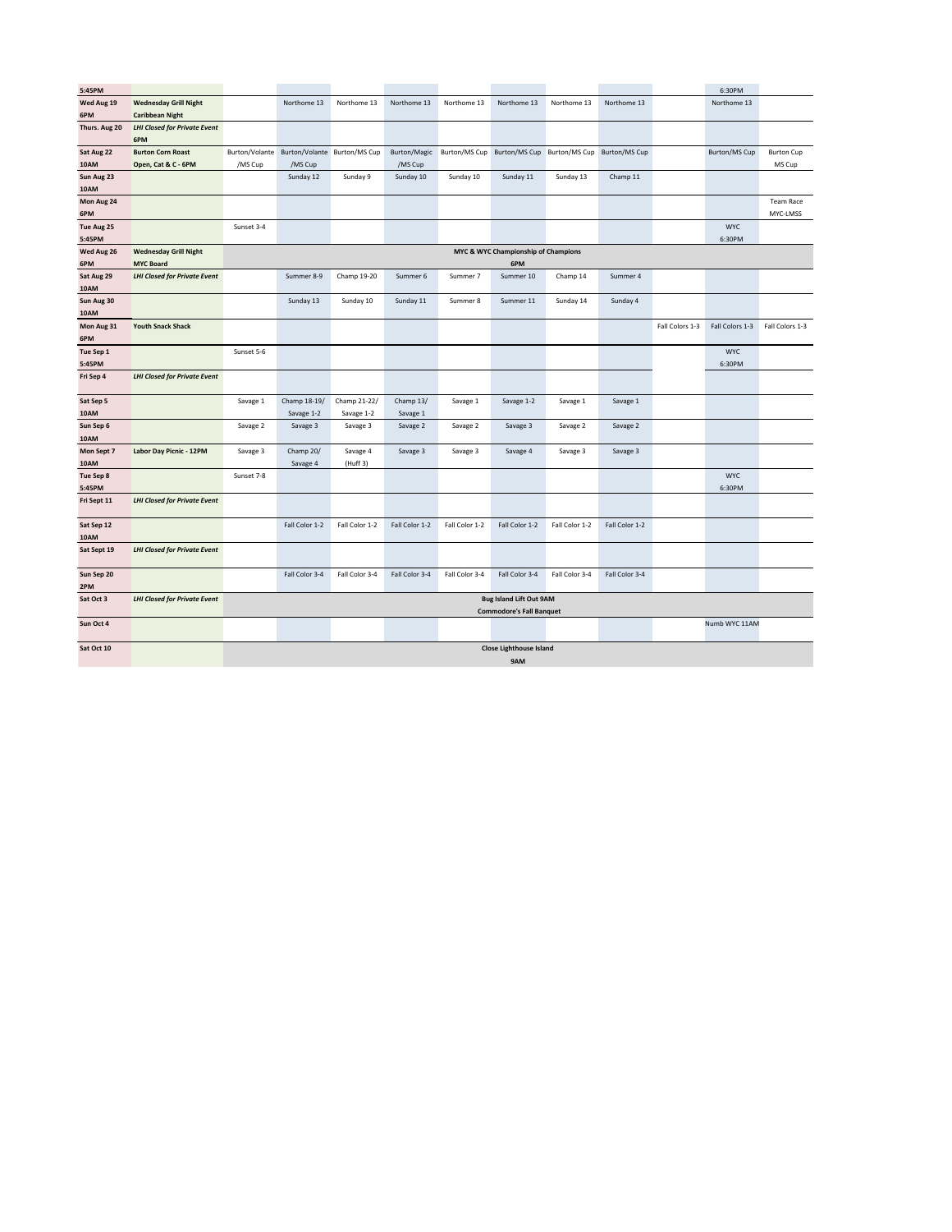| | | | | | | | | | | | | |
|---|---|---|---|---|---|---|---|---|---|---|---|---|
| 5:45PM | | | | | | | | | | | 6:30PM | |
| Wed Aug 19<br>6PM | **Wednesday Grill Night**<br>**Caribbean Night** | | Northome 13 | Northome 13 | Northome 13 | Northome 13 | Northome 13 | Northome 13 | Northome 13 | | Northome 13 | |
| Thurs. Aug 20 | ***LHI Closed for Private Event 6PM*** | | | | | | | | | | | |
| Sat Aug 22<br>10AM | **Burton Corn Roast**<br>**Open, Cat & C - 6PM** | Burton/Volante /MS Cup | Burton/Volante /MS Cup | Burton/MS Cup | Burton/Magic /MS Cup | Burton/MS Cup | Burton/MS Cup | Burton/MS Cup | Burton/MS Cup | | Burton/MS Cup | Burton Cup MS Cup |
| Sun Aug 23<br>10AM | | | Sunday 12 | Sunday 9 | Sunday 10 | Sunday 10 | Sunday 11 | Sunday 13 | Champ 11 | | | |
| Mon Aug 24<br>6PM | | | | | | | | | | | | Team Race MYC-LMSS |
| Tue Aug 25<br>5:45PM | | Sunset 3-4 | | | | | | | | | WYC<br>6:30PM | |
| Wed Aug 26<br>6PM | **Wednesday Grill Night**<br>**MYC Board** | **MYC & WYC Championship of Champions 6PM** | | | | | | | | | | |
| Sat Aug 29<br>10AM | ***LHI Closed for Private Event*** | | Summer 8-9 | Champ 19-20 | Summer 6 | Summer 7 | Summer 10 | Champ 14 | Summer 4 | | | |
| Sun Aug 30<br>10AM | | | Sunday 13 | Sunday 10 | Sunday 11 | Summer 8 | Summer 11 | Sunday 14 | Sunday 4 | | | |
| Mon Aug 31<br>6PM | **Youth Snack Shack** | | | | | | | | | Fall Colors 1-3 | Fall Colors 1-3 | Fall Colors 1-3 |
| Tue Sep 1<br>5:45PM | | Sunset 5-6 | | | | | | | | | WYC<br>6:30PM | |
| Fri Sep 4 | ***LHI Closed for Private Event*** | | | | | | | | | | | |
| Sat Sep 5<br>10AM | | Savage 1 | Champ 18-19/ Savage 1-2 | Champ 21-22/ Savage 1-2 | Champ 13/ Savage 1 | Savage 1 | Savage 1-2 | Savage 1 | Savage 1 | | | |
| Sun Sep 6<br>10AM | | Savage 2 | Savage 3 | Savage 3 | Savage 2 | Savage 2 | Savage 3 | Savage 2 | Savage 2 | | | |
| Mon Sept 7<br>10AM | **Labor Day Picnic - 12PM** | Savage 3 | Champ 20/ Savage 4 | Savage 4 (Huff 3) | Savage 3 | Savage 3 | Savage 4 | Savage 3 | Savage 3 | | | |
| Tue Sep 8<br>5:45PM | | Sunset 7-8 | | | | | | | | | WYC<br>6:30PM | |
| Fri Sept 11 | ***LHI Closed for Private Event*** | | | | | | | | | | | |
| Sat Sep 12<br>10AM | | | Fall Color 1-2 | Fall Color 1-2 | Fall Color 1-2 | Fall Color 1-2 | Fall Color 1-2 | Fall Color 1-2 | Fall Color 1-2 | | | |
| Sat Sept 19 | ***LHI Closed for Private Event*** | | | | | | | | | | | |
| Sun Sep 20<br>2PM | | | Fall Color 3-4 | Fall Color 3-4 | Fall Color 3-4 | Fall Color 3-4 | Fall Color 3-4 | Fall Color 3-4 | Fall Color 3-4 | | | |
| Sat Oct 3 | ***LHI Closed for Private Event*** | **Bug Island Lift Out 9AM**<br>**Commodore's Fall Banquet** | | | | | | | | | | |
| Sun Oct 4 | | | | | | | | | | | Numb WYC 11AM | |
| Sat Oct 10 | | **Close Lighthouse Island 9AM** | | | | | | | | | | |